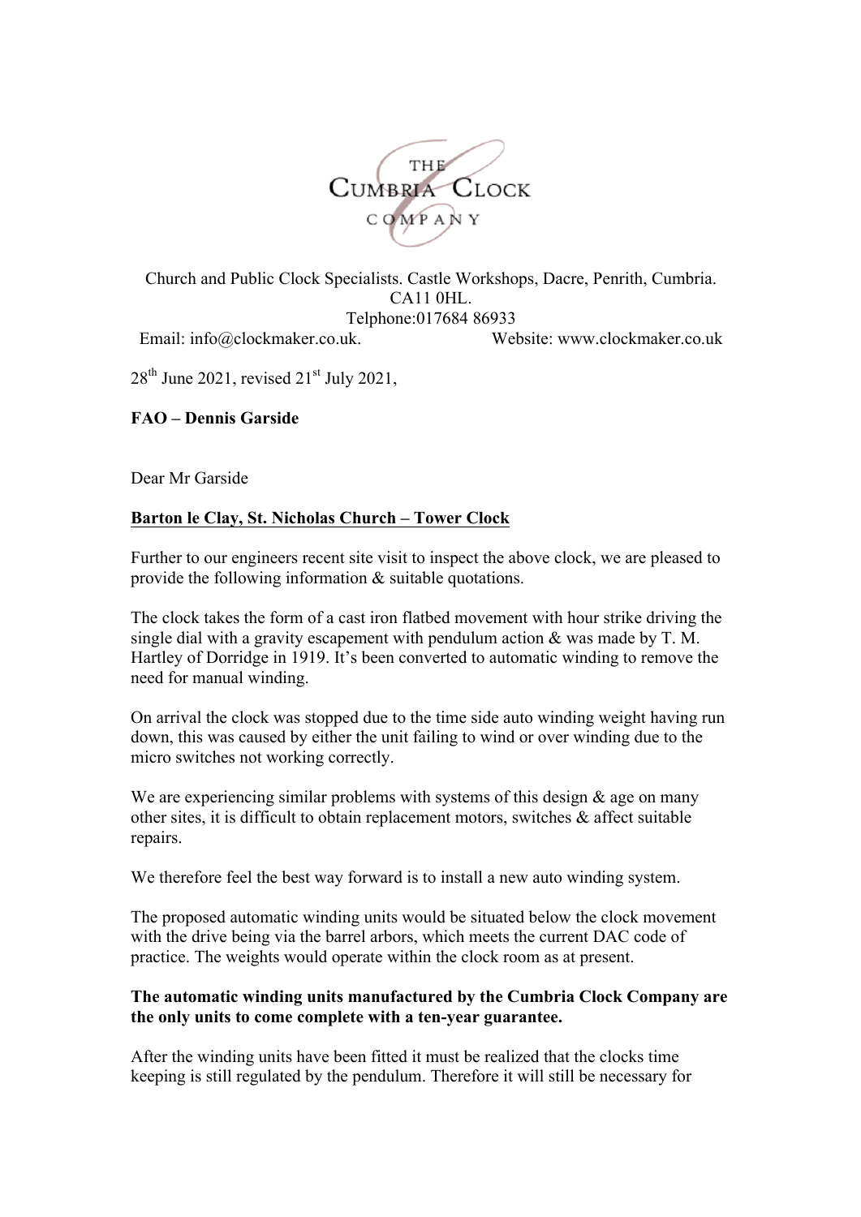THE CUMBRIA CLOCK COMPANY

Church and Public Clock Specialists. Castle Workshops, Dacre, Penrith, Cumbria. CA11 0HL.
Telphone:017684 86933
Email: info@clockmaker.co.uk. Website: www.clockmaker.co.uk

28th June 2021, revised 21st July 2021,

**FAO – Dennis Garside**

Dear Mr Garside

**Barton le Clay, St. Nicholas Church – Tower Clock**

Further to our engineers recent site visit to inspect the above clock, we are pleased to provide the following information & suitable quotations.

The clock takes the form of a cast iron flatbed movement with hour strike driving the single dial with a gravity escapement with pendulum action & was made by T. M. Hartley of Dorridge in 1919. It's been converted to automatic winding to remove the need for manual winding.

On arrival the clock was stopped due to the time side auto winding weight having run down, this was caused by either the unit failing to wind or over winding due to the micro switches not working correctly.

We are experiencing similar problems with systems of this design & age on many other sites, it is difficult to obtain replacement motors, switches & affect suitable repairs.

We therefore feel the best way forward is to install a new auto winding system.

The proposed automatic winding units would be situated below the clock movement with the drive being via the barrel arbors, which meets the current DAC code of practice. The weights would operate within the clock room as at present.

**The automatic winding units manufactured by the Cumbria Clock Company are the only units to come complete with a ten-year guarantee.**

After the winding units have been fitted it must be realized that the clocks time keeping is still regulated by the pendulum. Therefore it will still be necessary for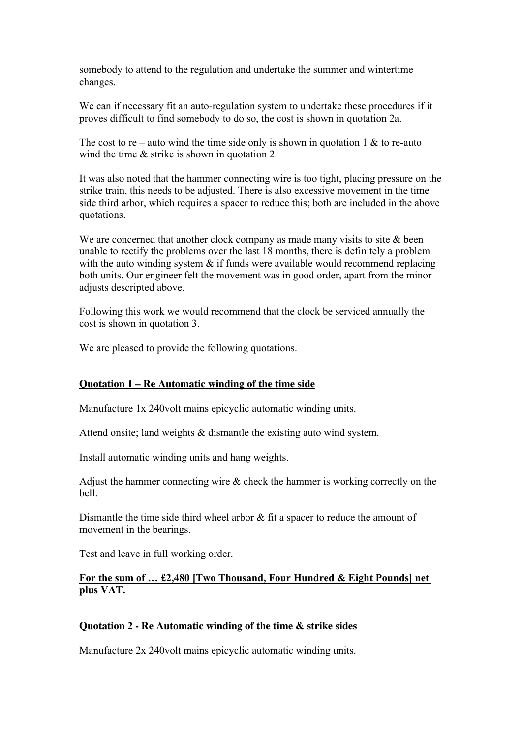somebody to attend to the regulation and undertake the summer and wintertime changes.

We can if necessary fit an auto-regulation system to undertake these procedures if it proves difficult to find somebody to do so, the cost is shown in quotation 2a.

The cost to re – auto wind the time side only is shown in quotation 1 & to re-auto wind the time & strike is shown in quotation 2.

It was also noted that the hammer connecting wire is too tight, placing pressure on the strike train, this needs to be adjusted. There is also excessive movement in the time side third arbor, which requires a spacer to reduce this; both are included in the above quotations.

We are concerned that another clock company as made many visits to site & been unable to rectify the problems over the last 18 months, there is definitely a problem with the auto winding system & if funds were available would recommend replacing both units. Our engineer felt the movement was in good order, apart from the minor adjusts descripted above.

Following this work we would recommend that the clock be serviced annually the cost is shown in quotation 3.

We are pleased to provide the following quotations.

**<u>Quotation 1 – Re Automatic winding of the time side</u>**

Manufacture 1x 240volt mains epicyclic automatic winding units.

Attend onsite; land weights & dismantle the existing auto wind system.

Install automatic winding units and hang weights.

Adjust the hammer connecting wire & check the hammer is working correctly on the bell.

Dismantle the time side third wheel arbor & fit a spacer to reduce the amount of movement in the bearings.

Test and leave in full working order.

**<u>For the sum of … £2,480 [Two Thousand, Four Hundred & Eight Pounds] net plus VAT.</u>**

**<u>Quotation 2 - Re Automatic winding of the time & strike sides</u>**

Manufacture 2x 240volt mains epicyclic automatic winding units.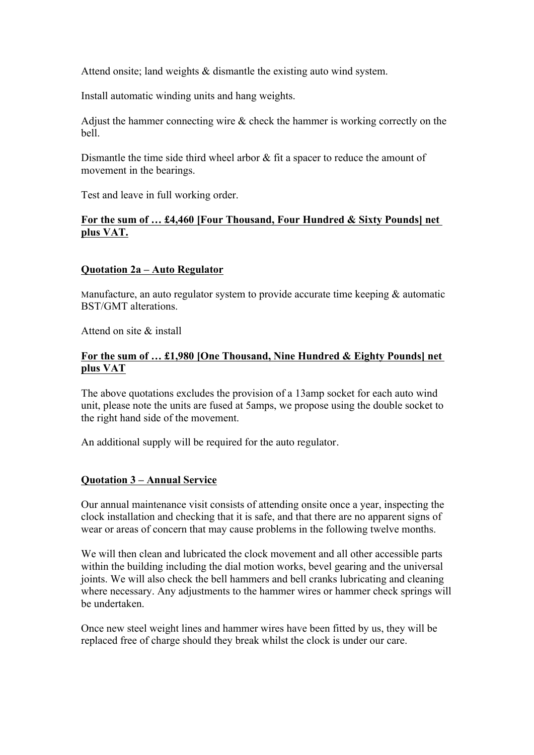Attend onsite; land weights & dismantle the existing auto wind system.

Install automatic winding units and hang weights.

Adjust the hammer connecting wire & check the hammer is working correctly on the bell.

Dismantle the time side third wheel arbor & fit a spacer to reduce the amount of movement in the bearings.

Test and leave in full working order.

**For the sum of … £4,460 [Four Thousand, Four Hundred & Sixty Pounds] net plus VAT.**

**Quotation 2a – Auto Regulator**

Manufacture, an auto regulator system to provide accurate time keeping & automatic BST/GMT alterations.

Attend on site & install

**For the sum of … £1,980 [One Thousand, Nine Hundred & Eighty Pounds] net plus VAT**

The above quotations excludes the provision of a 13amp socket for each auto wind unit, please note the units are fused at 5amps, we propose using the double socket to the right hand side of the movement.

An additional supply will be required for the auto regulator.

**Quotation 3 – Annual Service**

Our annual maintenance visit consists of attending onsite once a year, inspecting the clock installation and checking that it is safe, and that there are no apparent signs of wear or areas of concern that may cause problems in the following twelve months.

We will then clean and lubricated the clock movement and all other accessible parts within the building including the dial motion works, bevel gearing and the universal joints. We will also check the bell hammers and bell cranks lubricating and cleaning where necessary. Any adjustments to the hammer wires or hammer check springs will be undertaken.

Once new steel weight lines and hammer wires have been fitted by us, they will be replaced free of charge should they break whilst the clock is under our care.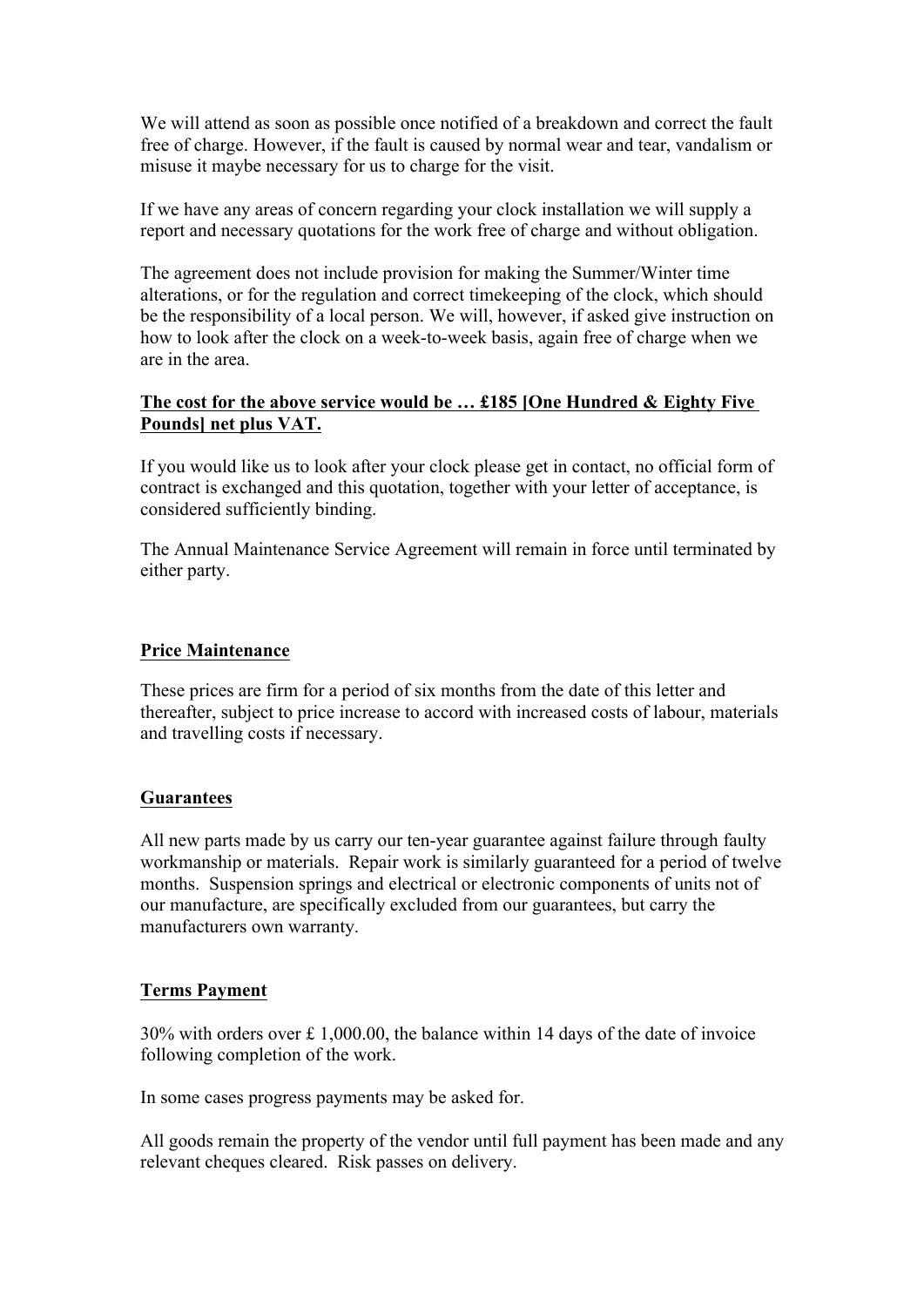We will attend as soon as possible once notified of a breakdown and correct the fault free of charge. However, if the fault is caused by normal wear and tear, vandalism or misuse it maybe necessary for us to charge for the visit.

If we have any areas of concern regarding your clock installation we will supply a report and necessary quotations for the work free of charge and without obligation.

The agreement does not include provision for making the Summer/Winter time alterations, or for the regulation and correct timekeeping of the clock, which should be the responsibility of a local person. We will, however, if asked give instruction on how to look after the clock on a week-to-week basis, again free of charge when we are in the area.

**The cost for the above service would be … £185 [One Hundred & Eighty Five Pounds] net plus VAT.**

If you would like us to look after your clock please get in contact, no official form of contract is exchanged and this quotation, together with your letter of acceptance, is considered sufficiently binding.

The Annual Maintenance Service Agreement will remain in force until terminated by either party.

## Price Maintenance

These prices are firm for a period of six months from the date of this letter and thereafter, subject to price increase to accord with increased costs of labour, materials and travelling costs if necessary.

## Guarantees

All new parts made by us carry our ten-year guarantee against failure through faulty workmanship or materials. Repair work is similarly guaranteed for a period of twelve months. Suspension springs and electrical or electronic components of units not of our manufacture, are specifically excluded from our guarantees, but carry the manufacturers own warranty.

## Terms Payment

30% with orders over £ 1,000.00, the balance within 14 days of the date of invoice following completion of the work.

In some cases progress payments may be asked for.

All goods remain the property of the vendor until full payment has been made and any relevant cheques cleared. Risk passes on delivery.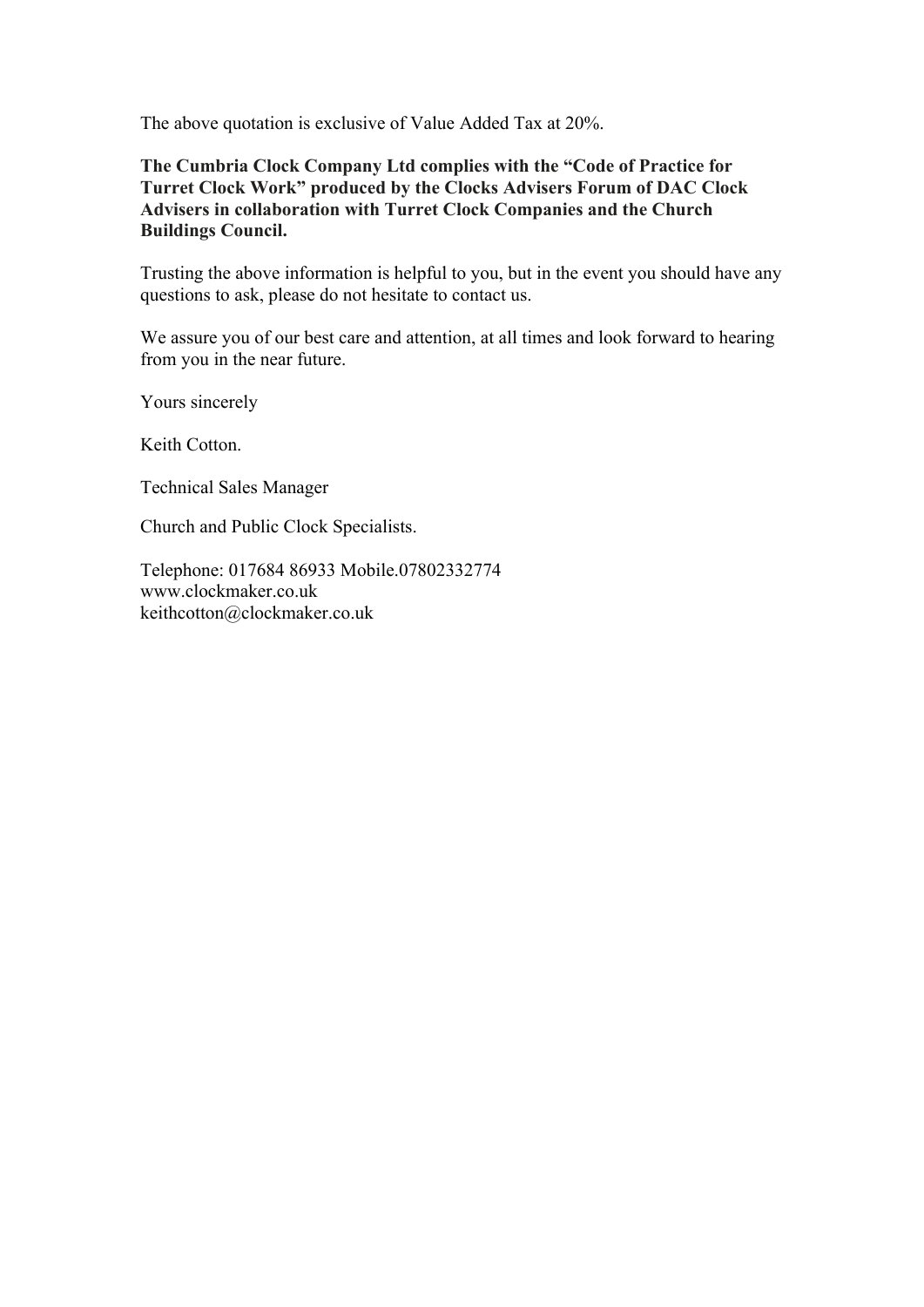The above quotation is exclusive of Value Added Tax at 20%.

**The Cumbria Clock Company Ltd complies with the "Code of Practice for Turret Clock Work" produced by the Clocks Advisers Forum of DAC Clock Advisers in collaboration with Turret Clock Companies and the Church Buildings Council.**

Trusting the above information is helpful to you, but in the event you should have any questions to ask, please do not hesitate to contact us.

We assure you of our best care and attention, at all times and look forward to hearing from you in the near future.

Yours sincerely

Keith Cotton.

Technical Sales Manager

Church and Public Clock Specialists.

Telephone: 017684 86933 Mobile.07802332774
www.clockmaker.co.uk
keithcotton@clockmaker.co.uk